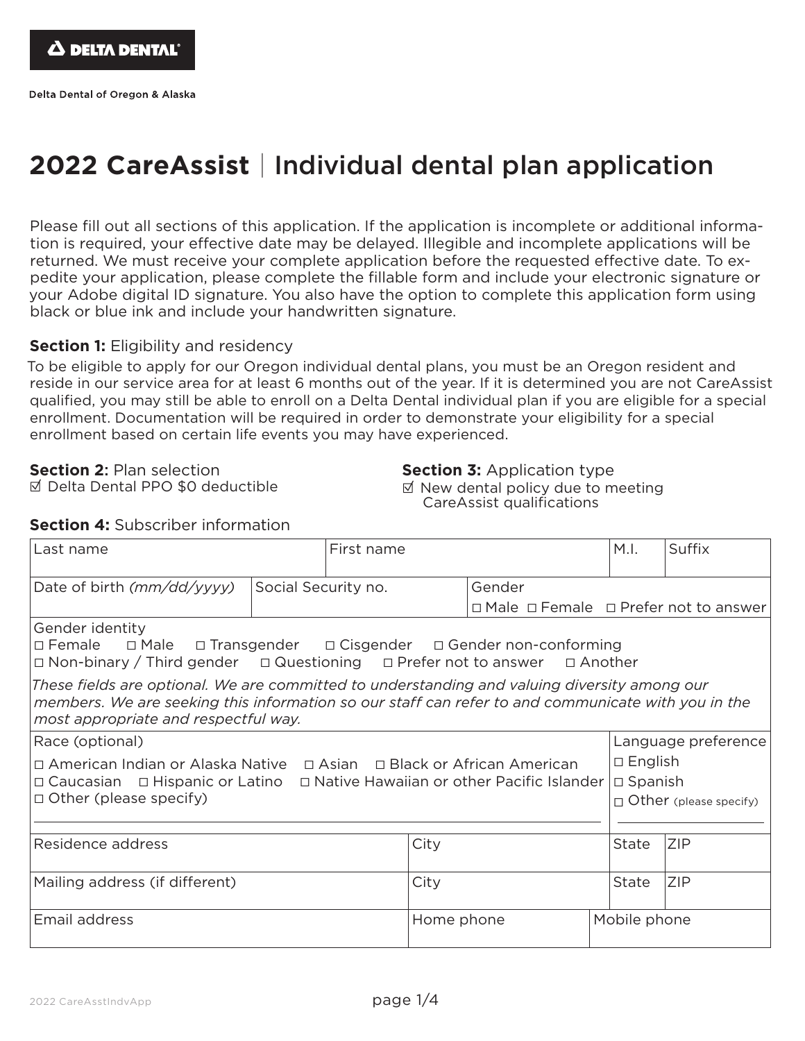DELTA DENTAL

Delta Dental of Oregon & Alaska

# 2022 CareAssist | Individual dental plan application

Please fill out all sections of this application. If the application is incomplete or additional information is required, your effective date may be delayed. Illegible and incomplete applications will be returned. We must receive your complete application before the requested effective date. To expedite your application, please complete the fillable form and include your electronic signature or your Adobe digital ID signature. You also have the option to complete this application form using black or blue ink and include your handwritten signature.

**Section 1:** Eligibility and residency

To be eligible to apply for our Oregon individual dental plans, you must be an Oregon resident and reside in our service area for at least 6 months out of the year. If it is determined you are not CareAssist qualified, you may still be able to enroll on a Delta Dental individual plan if you are eligible for a special enrollment. Documentation will be required in order to demonstrate your eligibility for a special enrollment based on certain life events you may have experienced.

**Section 2:** Plan selection

☑ Delta Dental PPO $0 deductible

**Section 3:** Application type

☑ New dental policy due to meeting CareAssist qualifications

**Section 4:** Subscriber information

| Last name | | First name | | M.I. | Suffix |
|---|---|---|---|---|---|
| Date of birth *(mm/dd/yyyy)* | Social Security no. | | Gender ☐ Male ☐ Female ☐ Prefer not to answer | | |
| Gender identity ☐ Female ☐ Male ☐ Transgender ☐ Cisgender ☐ Gender non-conforming ☐ Non-binary / Third gender ☐ Questioning ☐ Prefer not to answer ☐ Another *These fields are optional. We are committed to understanding and valuing diversity among our members. We are seeking this information so our staff can refer to and communicate with you in the most appropriate and respectful way.* | | | | | |
| Race (optional) ☐ American Indian or Alaska Native ☐ Asian ☐ Black or African American ☐ Caucasian ☐ Hispanic or Latino ☐ Native Hawaiian or other Pacific Islander ☐ Other (please specify) | | | | Language preference ☐ English ☐ Spanish ☐ Other (please specify) | |
| Residence address | | City | | State | ZIP |
| Mailing address (if different) | | City | | State | ZIP |
| Email address | | Home phone | Mobile phone | | |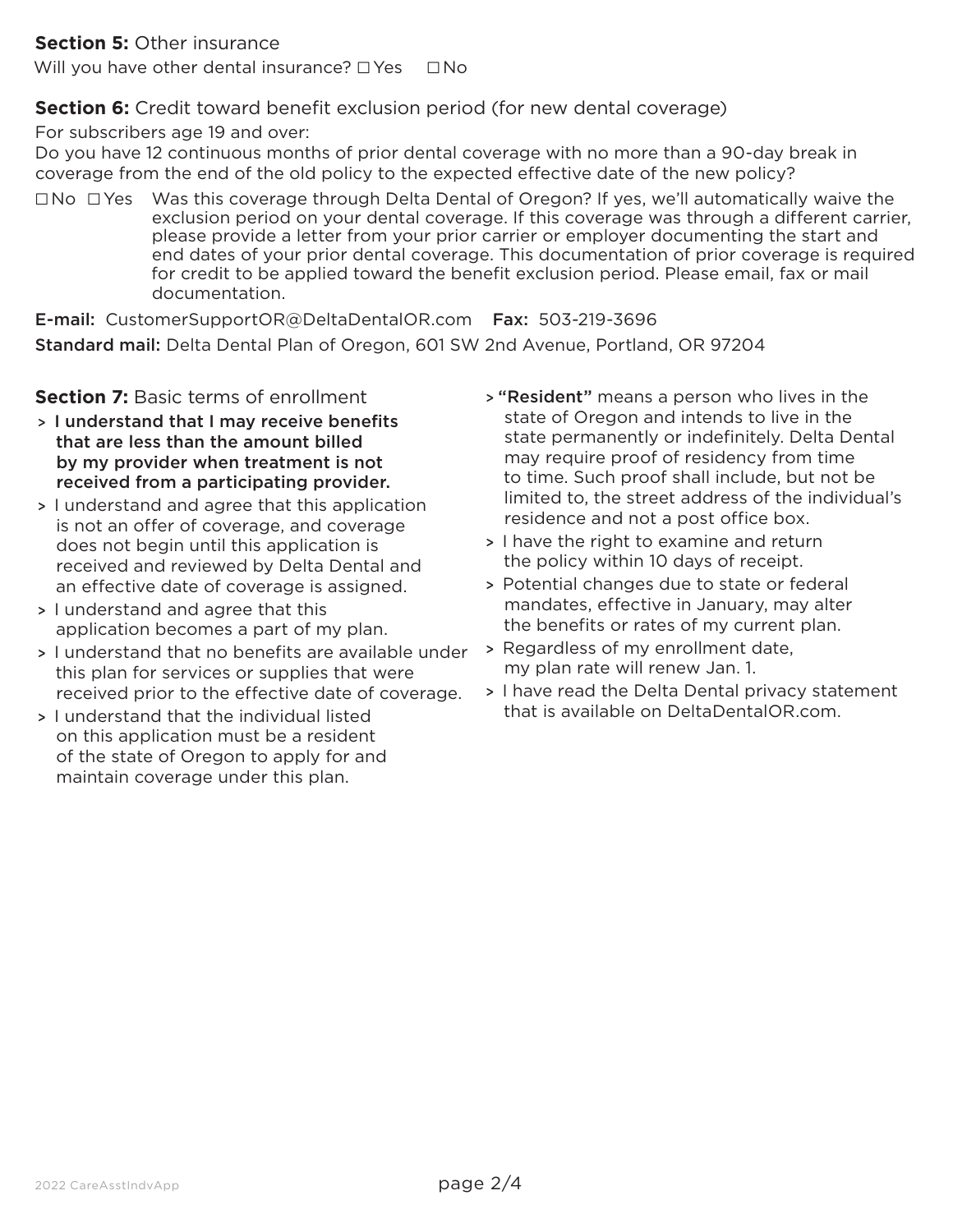**Section 5:** Other insurance

Will you have other dental insurance? ☐ Yes ☐ No

**Section 6:** Credit toward benefit exclusion period (for new dental coverage)

For subscribers age 19 and over:

Do you have 12 continuous months of prior dental coverage with no more than a 90-day break in coverage from the end of the old policy to the expected effective date of the new policy?

☐ No ☐ Yes Was this coverage through Delta Dental of Oregon? If yes, we'll automatically waive the exclusion period on your dental coverage. If this coverage was through a different carrier, please provide a letter from your prior carrier or employer documenting the start and end dates of your prior dental coverage. This documentation of prior coverage is required for credit to be applied toward the benefit exclusion period. Please email, fax or mail documentation.

**E-mail:** CustomerSupportOR@DeltaDentalOR.com **Fax:** 503-219-3696

**Standard mail:** Delta Dental Plan of Oregon, 601 SW 2nd Avenue, Portland, OR 97204

**Section 7:** Basic terms of enrollment

- **I understand that I may receive benefits that are less than the amount billed by my provider when treatment is not received from a participating provider.**
- I understand and agree that this application is not an offer of coverage, and coverage does not begin until this application is received and reviewed by Delta Dental and an effective date of coverage is assigned.
- I understand and agree that this application becomes a part of my plan.
- I understand that no benefits are available under this plan for services or supplies that were received prior to the effective date of coverage.
- I understand that the individual listed on this application must be a resident of the state of Oregon to apply for and maintain coverage under this plan.
- **"Resident"** means a person who lives in the state of Oregon and intends to live in the state permanently or indefinitely. Delta Dental may require proof of residency from time to time. Such proof shall include, but not be limited to, the street address of the individual's residence and not a post office box.
- I have the right to examine and return the policy within 10 days of receipt.
- Potential changes due to state or federal mandates, effective in January, may alter the benefits or rates of my current plan.
- Regardless of my enrollment date, my plan rate will renew Jan. 1.
- I have read the Delta Dental privacy statement that is available on DeltaDentalOR.com.

2022 CareAsstIndvApp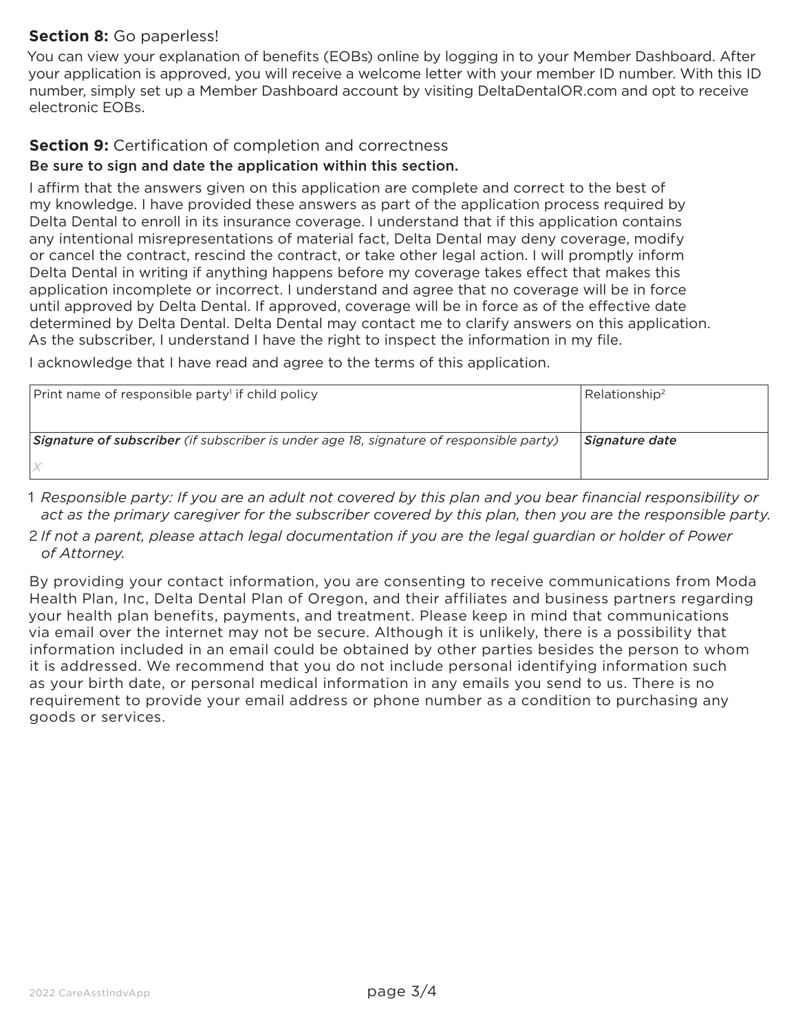### **Section 8:** Go paperless!

You can view your explanation of benefits (EOBs) online by logging in to your Member Dashboard. After your application is approved, you will receive a welcome letter with your member ID number. With this ID number, simply set up a Member Dashboard account by visiting DeltaDentalOR.com and opt to receive electronic EOBs.

### **Section 9:** Certification of completion and correctness

Be sure to sign and date the application within this section.

I affirm that the answers given on this application are complete and correct to the best of my knowledge. I have provided these answers as part of the application process required by Delta Dental to enroll in its insurance coverage. I understand that if this application contains any intentional misrepresentations of material fact, Delta Dental may deny coverage, modify or cancel the contract, rescind the contract, or take other legal action. I will promptly inform Delta Dental in writing if anything happens before my coverage takes effect that makes this application incomplete or incorrect. I understand and agree that no coverage will be in force until approved by Delta Dental. If approved, coverage will be in force as of the effective date determined by Delta Dental. Delta Dental may contact me to clarify answers on this application. As the subscriber, I understand I have the right to inspect the information in my file.

I acknowledge that I have read and agree to the terms of this application.

| Print name of responsible party[1] if child policy | Relationship[2] |
|---|---|
| ***Signature of subscriber*** *(if subscriber is under age 18, signature of responsible party)* X | ***Signature date*** |

1 *Responsible party: If you are an adult not covered by this plan and you bear financial responsibility or act as the primary caregiver for the subscriber covered by this plan, then you are the responsible party.*

2 *If not a parent, please attach legal documentation if you are the legal guardian or holder of Power of Attorney.*

By providing your contact information, you are consenting to receive communications from Moda Health Plan, Inc, Delta Dental Plan of Oregon, and their affiliates and business partners regarding your health plan benefits, payments, and treatment. Please keep in mind that communications via email over the internet may not be secure. Although it is unlikely, there is a possibility that information included in an email could be obtained by other parties besides the person to whom it is addressed. We recommend that you do not include personal identifying information such as your birth date, or personal medical information in any emails you send to us. There is no requirement to provide your email address or phone number as a condition to purchasing any goods or services.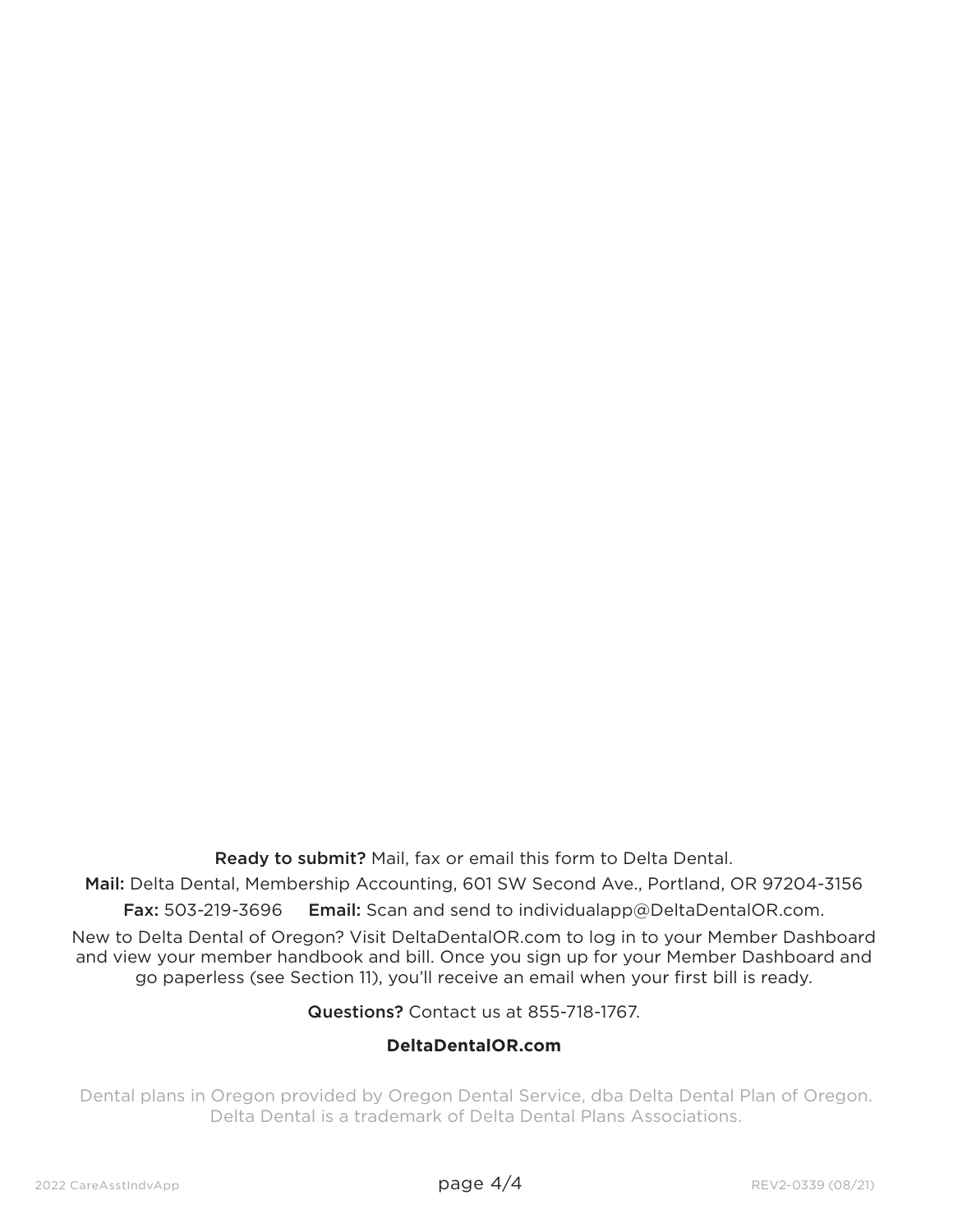**Ready to submit?** Mail, fax or email this form to Delta Dental.

**Mail:** Delta Dental, Membership Accounting, 601 SW Second Ave., Portland, OR 97204-3156

**Fax:** 503-219-3696 **Email:** Scan and send to individualapp@DeltaDentalOR.com.

New to Delta Dental of Oregon? Visit DeltaDentalOR.com to log in to your Member Dashboard and view your member handbook and bill. Once you sign up for your Member Dashboard and go paperless (see Section 11), you'll receive an email when your first bill is ready.

**Questions?** Contact us at 855-718-1767.

**DeltaDentalOR.com**

Dental plans in Oregon provided by Oregon Dental Service, dba Delta Dental Plan of Oregon. Delta Dental is a trademark of Delta Dental Plans Associations.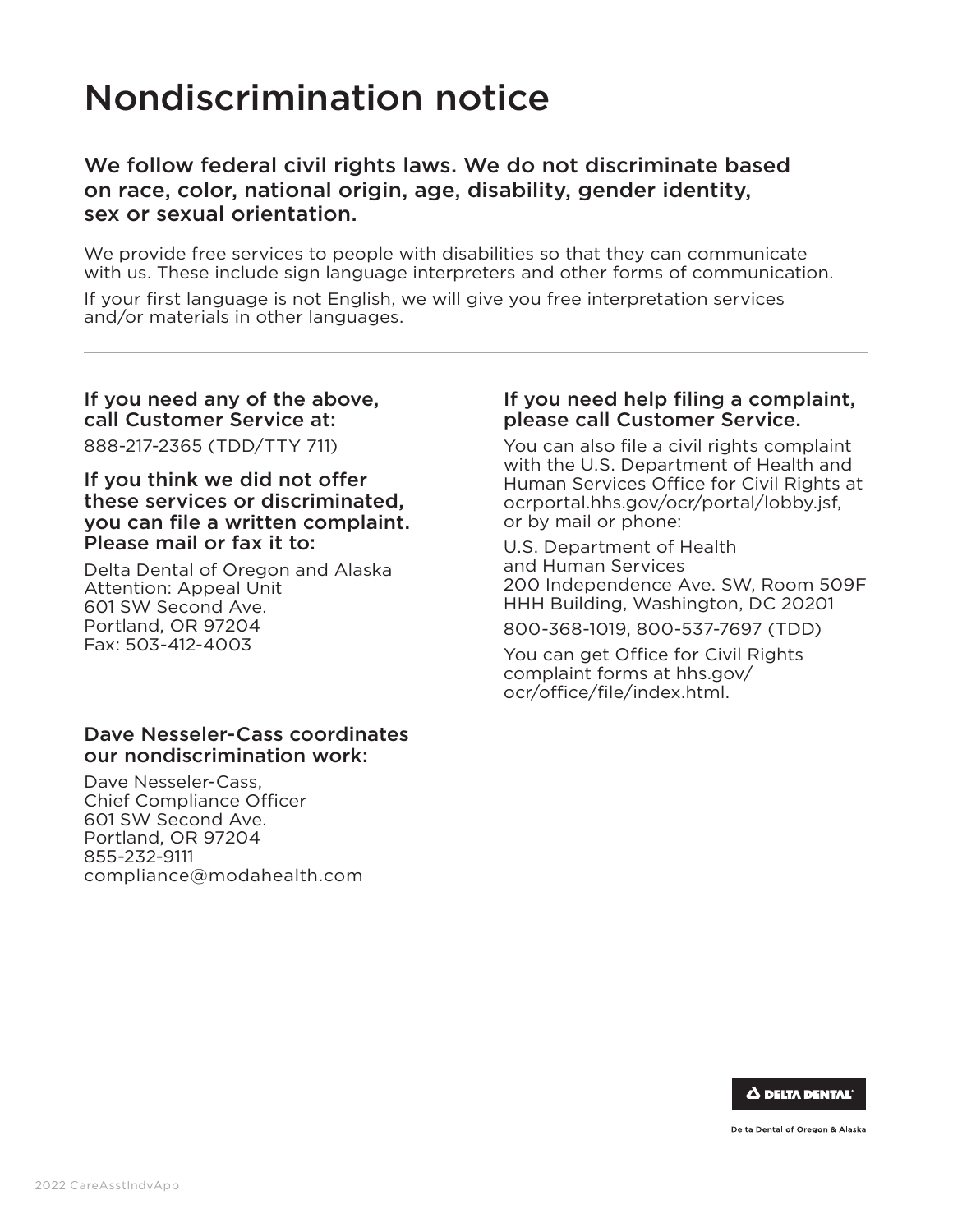# Nondiscrimination notice

## We follow federal civil rights laws. We do not discriminate based on race, color, national origin, age, disability, gender identity, sex or sexual orientation.

We provide free services to people with disabilities so that they can communicate with us. These include sign language interpreters and other forms of communication.

If your first language is not English, we will give you free interpretation services and/or materials in other languages.

---

### If you need any of the above, call Customer Service at:

888-217-2365 (TDD/TTY 711)

### If you think we did not offer these services or discriminated, you can file a written complaint. Please mail or fax it to:

Delta Dental of Oregon and Alaska
Attention: Appeal Unit
601 SW Second Ave.
Portland, OR 97204
Fax: 503-412-4003

### If you need help filing a complaint, please call Customer Service.

You can also file a civil rights complaint with the U.S. Department of Health and Human Services Office for Civil Rights at ocrportal.hhs.gov/ocr/portal/lobby.jsf, or by mail or phone:

U.S. Department of Health
and Human Services
200 Independence Ave. SW, Room 509F
HHH Building, Washington, DC 20201

800-368-1019, 800-537-7697 (TDD)

You can get Office for Civil Rights complaint forms at hhs.gov/ocr/office/file/index.html.

### Dave Nesseler-Cass coordinates our nondiscrimination work:

Dave Nesseler-Cass,
Chief Compliance Officer
601 SW Second Ave.
Portland, OR 97204
855-232-9111
compliance@modahealth.com

DELTA DENTAL

Delta Dental of Oregon & Alaska

2022 CareAsstIndvApp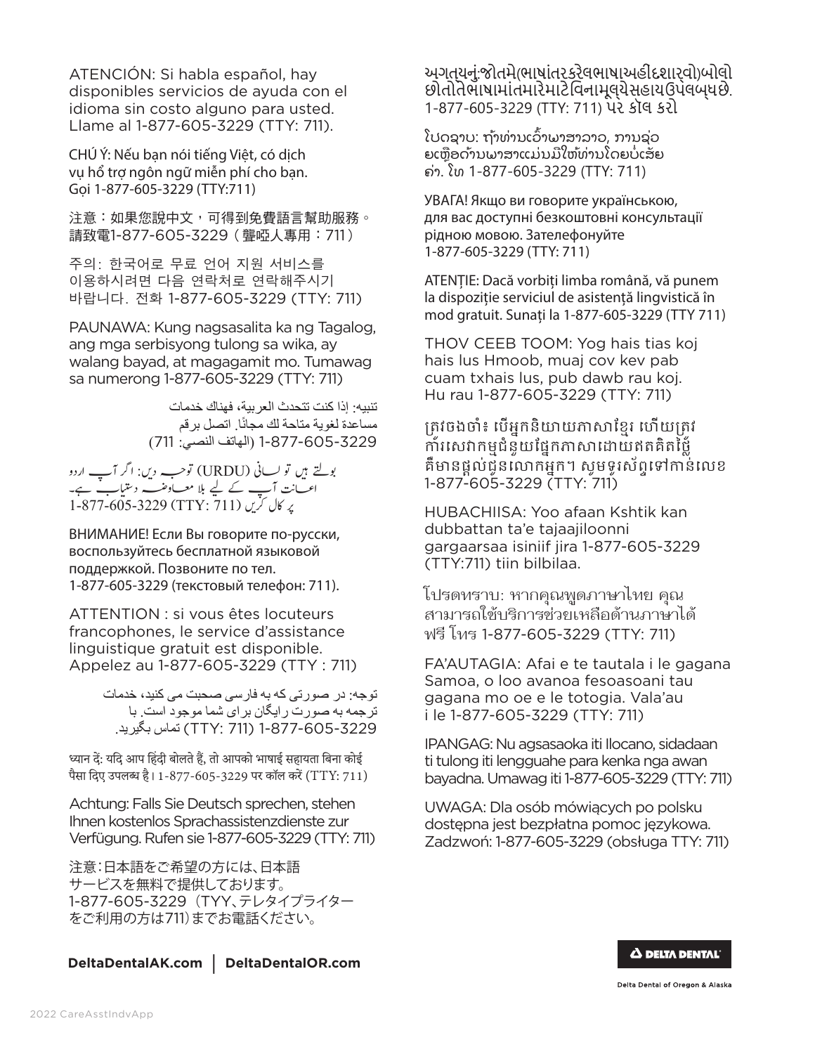ATENCIÓN: Si habla español, hay disponibles servicios de ayuda con el idioma sin costo alguno para usted. Llame al 1-877-605-3229 (TTY: 711).

CHÚ Ý: Nếu bạn nói tiếng Việt, có dịch vụ hổ trợ ngôn ngữ miễn phí cho bạn. Gọi 1-877-605-3229 (TTY:711)

注意：如果您說中文，可得到免費語言幫助服務。請致電1-877-605-3229（聾啞人專用：711）

주의: 한국어로 무료 언어 지원 서비스를 이용하시려면 다음 연락처로 연락해주시기 바랍니다. 전화 1-877-605-3229 (TTY: 711)

PAUNAWA: Kung nagsasalita ka ng Tagalog, ang mga serbisyong tulong sa wika, ay walang bayad, at magagamit mo. Tumawag sa numerong 1-877-605-3229 (TTY: 711)

تنبيه: إذا كنت تتحدث العربية، فهناك خدمات مساعدة لغوية متاحة لك مجانًا. اتصل برقم 1-877-605-3229 (الهاتف النصي: 711)

توجہ دیں: اگر آپ اردو (URDU) بولتے ہیں تو لسانی اعانت آپ کے لیے بلا معاوضہ دستیاب ہے۔ 1-877-605-3229 (TTY: 711) پر کال کریں

ВНИМАНИЕ! Если Вы говорите по-русски, воспользуйтесь бесплатной языковой поддержкой. Позвоните по тел. 1-877-605-3229 (текстовый телефон: 711).

ATTENTION : si vous êtes locuteurs francophones, le service d'assistance linguistique gratuit est disponible. Appelez au 1-877-605-3229 (TTY : 711)

توجه: در صورتی که به فارسی صحبت می کنید، خدمات ترجمه به صورت رایگان برای شما موجود است. با 1-877-605-3229 (TTY: 711) تماس بگیرید.

ध्यान दें: यदि आप हिंदी बोलते हैं, तो आपको भाषाई सहायता बिना कोई पैसा दिए उपलब्ध है। 1-877-605-3229 पर कॉल करें (TTY: 711)

Achtung: Falls Sie Deutsch sprechen, stehen Ihnen kostenlos Sprachassistenzdienste zur Verfügung. Rufen sie 1-877-605-3229 (TTY: 711)

注意：日本語をご希望の方には、日本語サービスを無料で提供しております。1-877-605-3229（TYY、テレタイプライターをご利用の方は711）までお電話ください。

અગત્યનું:જોતમે(ભાષાંતરકરેલભાષાઅહીંદશાર્વો)બોલો છોતોતેભાષામાંતમારેમાટેવિનામૂલ્યેસહાયઉપલબ્ધછે. 1-877-605-3229 (TTY: 711) પર કૉલ કરો

ໂປດຊາບ: ຖ້າທ່ານເວົ້າພາສາລາວ, ການຊ່ວຍເຫຼືອດ້ານພາສາແມ່ນມີໃຫ້ທ່ານໂດຍບໍ່ເສັຍຄ່າ. ໂທ 1-877-605-3229 (TTY: 711)

УВАГА! Якщо ви говорите українською, для вас доступні безкоштовні консультації рідною мовою. Зателефонуйте 1-877-605-3229 (TTY: 711)

ATENȚIE: Dacă vorbiți limba română, vă punem la dispoziție serviciul de asistență lingvistică în mod gratuit. Sunați la 1-877-605-3229 (TTY 711)

THOV CEEB TOOM: Yog hais tias koj hais lus Hmoob, muaj cov kev pab cuam txhais lus, pub dawb rau koj. Hu rau 1-877-605-3229 (TTY: 711)

ត្រូវចងចាំ៖ បើអ្នកនិយាយភាសាខ្មែរ ហើយត្រូវការសេវាកម្មជំនួយផ្នែកភាសាដោយឥតគិតថ្លៃ គឺមានផ្តល់ជូនលោកអ្នក។ សូមទូរស័ព្ទទៅកាន់លេខ 1-877-605-3229 (TTY: 711)

HUBACHIISA: Yoo afaan Kshtik kan dubbattan ta'e tajaajiloonni gargaarsaa isiniif jira 1-877-605-3229 (TTY:711) tiin bilbilaa.

โปรดทราบ: หากคุณพูดภาษาไทย คุณสามารถใช้บริการช่วยเหลือด้านภาษาได้ฟรี โทร 1-877-605-3229 (TTY: 711)

FA'AUTAGIA: Afai e te tautala i le gagana Samoa, o loo avanoa fesoasoani tau gagana mo oe e le totogia. Vala'au i le 1-877-605-3229 (TTY: 711)

IPANGAG: Nu agsasaoka iti Ilocano, sidadaan ti tulong iti lengguahe para kenka nga awan bayadna. Umawag iti 1-877-605-3229 (TTY: 711)

UWAGA: Dla osób mówiących po polsku dostępna jest bezpłatna pomoc językowa. Zadzwoń: 1-877-605-3229 (obsługa TTY: 711)

**DeltaDentalAK.com | DeltaDentalOR.com**

DELTA DENTAL

Delta Dental of Oregon & Alaska

2022 CareAsstIndvApp